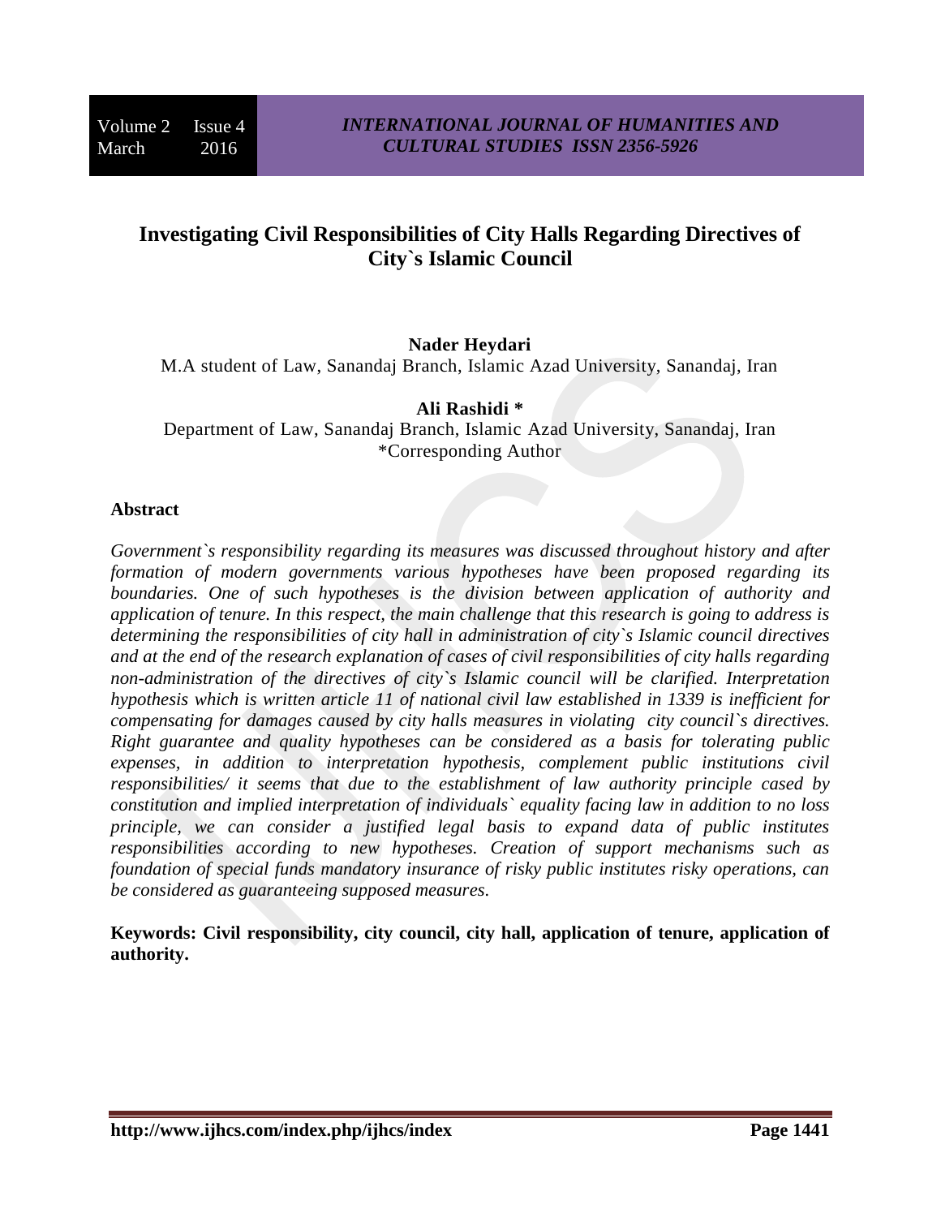# Investigating Civil Responsibilities of City Halls Regarding Directives of City`s Islamic Council

**Nader Heydari**

M.A student of Law, Sanandaj Branch, Islamic Azad University, Sanandaj, Iran

**Ali Rashidi \***

Department of Law, Sanandaj Branch, Islamic Azad University, Sanandaj, Iran

\*Corresponding Author

## Abstract

*Government`s responsibility regarding its measures was discussed throughout history and after formation of modern governments various hypotheses have been proposed regarding its boundaries. One of such hypotheses is the division between application of authority and application of tenure. In this respect, the main challenge that this research is going to address is determining the responsibilities of city hall in administration of city`s Islamic council directives and at the end of the research explanation of cases of civil responsibilities of city halls regarding non-administration of the directives of city`s Islamic council will be clarified. Interpretation hypothesis which is written article 11 of national civil law established in 1339 is inefficient for compensating for damages caused by city halls measures in violating city council`s directives. Right guarantee and quality hypotheses can be considered as a basis for tolerating public expenses, in addition to interpretation hypothesis, complement public institutions civil responsibilities/ it seems that due to the establishment of law authority principle cased by constitution and implied interpretation of individuals` equality facing law in addition to no loss principle, we can consider a justified legal basis to expand data of public institutes responsibilities according to new hypotheses. Creation of support mechanisms such as foundation of special funds mandatory insurance of risky public institutes risky operations, can be considered as guaranteeing supposed measures.*

**Keywords: Civil responsibility, city council, city hall, application of tenure, application of authority.**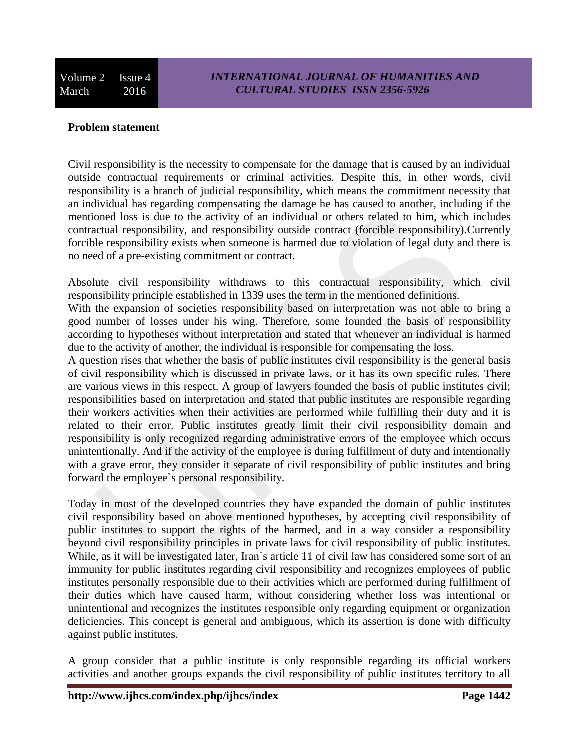**Problem statement**

Civil responsibility is the necessity to compensate for the damage that is caused by an individual outside contractual requirements or criminal activities. Despite this, in other words, civil responsibility is a branch of judicial responsibility, which means the commitment necessity that an individual has regarding compensating the damage he has caused to another, including if the mentioned loss is due to the activity of an individual or others related to him, which includes contractual responsibility, and responsibility outside contract (forcible responsibility).Currently forcible responsibility exists when someone is harmed due to violation of legal duty and there is no need of a pre-existing commitment or contract.

Absolute civil responsibility withdraws to this contractual responsibility, which civil responsibility principle established in 1339 uses the term in the mentioned definitions.

With the expansion of societies responsibility based on interpretation was not able to bring a good number of losses under his wing. Therefore, some founded the basis of responsibility according to hypotheses without interpretation and stated that whenever an individual is harmed due to the activity of another, the individual is responsible for compensating the loss.

A question rises that whether the basis of public institutes civil responsibility is the general basis of civil responsibility which is discussed in private laws, or it has its own specific rules. There are various views in this respect. A group of lawyers founded the basis of public institutes civil; responsibilities based on interpretation and stated that public institutes are responsible regarding their workers activities when their activities are performed while fulfilling their duty and it is related to their error. Public institutes greatly limit their civil responsibility domain and responsibility is only recognized regarding administrative errors of the employee which occurs unintentionally. And if the activity of the employee is during fulfillment of duty and intentionally with a grave error, they consider it separate of civil responsibility of public institutes and bring forward the employee`s personal responsibility.

Today in most of the developed countries they have expanded the domain of public institutes civil responsibility based on above mentioned hypotheses, by accepting civil responsibility of public institutes to support the rights of the harmed, and in a way consider a responsibility beyond civil responsibility principles in private laws for civil responsibility of public institutes. While, as it will be investigated later, Iran`s article 11 of civil law has considered some sort of an immunity for public institutes regarding civil responsibility and recognizes employees of public institutes personally responsible due to their activities which are performed during fulfillment of their duties which have caused harm, without considering whether loss was intentional or unintentional and recognizes the institutes responsible only regarding equipment or organization deficiencies. This concept is general and ambiguous, which its assertion is done with difficulty against public institutes.

A group consider that a public institute is only responsible regarding its official workers activities and another groups expands the civil responsibility of public institutes territory to all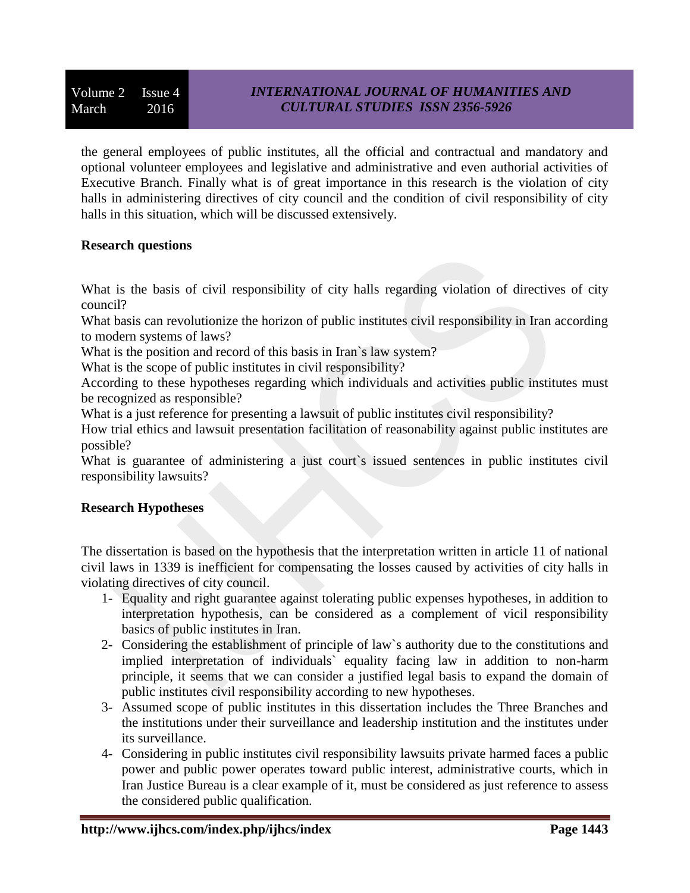the general employees of public institutes, all the official and contractual and mandatory and optional volunteer employees and legislative and administrative and even authorial activities of Executive Branch. Finally what is of great importance in this research is the violation of city halls in administering directives of city council and the condition of civil responsibility of city halls in this situation, which will be discussed extensively.

**Research questions**

What is the basis of civil responsibility of city halls regarding violation of directives of city council?

What basis can revolutionize the horizon of public institutes civil responsibility in Iran according to modern systems of laws?

What is the position and record of this basis in Iran`s law system?

What is the scope of public institutes in civil responsibility?

According to these hypotheses regarding which individuals and activities public institutes must be recognized as responsible?

What is a just reference for presenting a lawsuit of public institutes civil responsibility?

How trial ethics and lawsuit presentation facilitation of reasonability against public institutes are possible?

What is guarantee of administering a just court`s issued sentences in public institutes civil responsibility lawsuits?

**Research Hypotheses**

The dissertation is based on the hypothesis that the interpretation written in article 11 of national civil laws in 1339 is inefficient for compensating the losses caused by activities of city halls in violating directives of city council.

1- Equality and right guarantee against tolerating public expenses hypotheses, in addition to interpretation hypothesis, can be considered as a complement of vicil responsibility basics of public institutes in Iran.
2- Considering the establishment of principle of law`s authority due to the constitutions and implied interpretation of individuals` equality facing law in addition to non-harm principle, it seems that we can consider a justified legal basis to expand the domain of public institutes civil responsibility according to new hypotheses.
3- Assumed scope of public institutes in this dissertation includes the Three Branches and the institutions under their surveillance and leadership institution and the institutes under its surveillance.
4- Considering in public institutes civil responsibility lawsuits private harmed faces a public power and public power operates toward public interest, administrative courts, which in Iran Justice Bureau is a clear example of it, must be considered as just reference to assess the considered public qualification.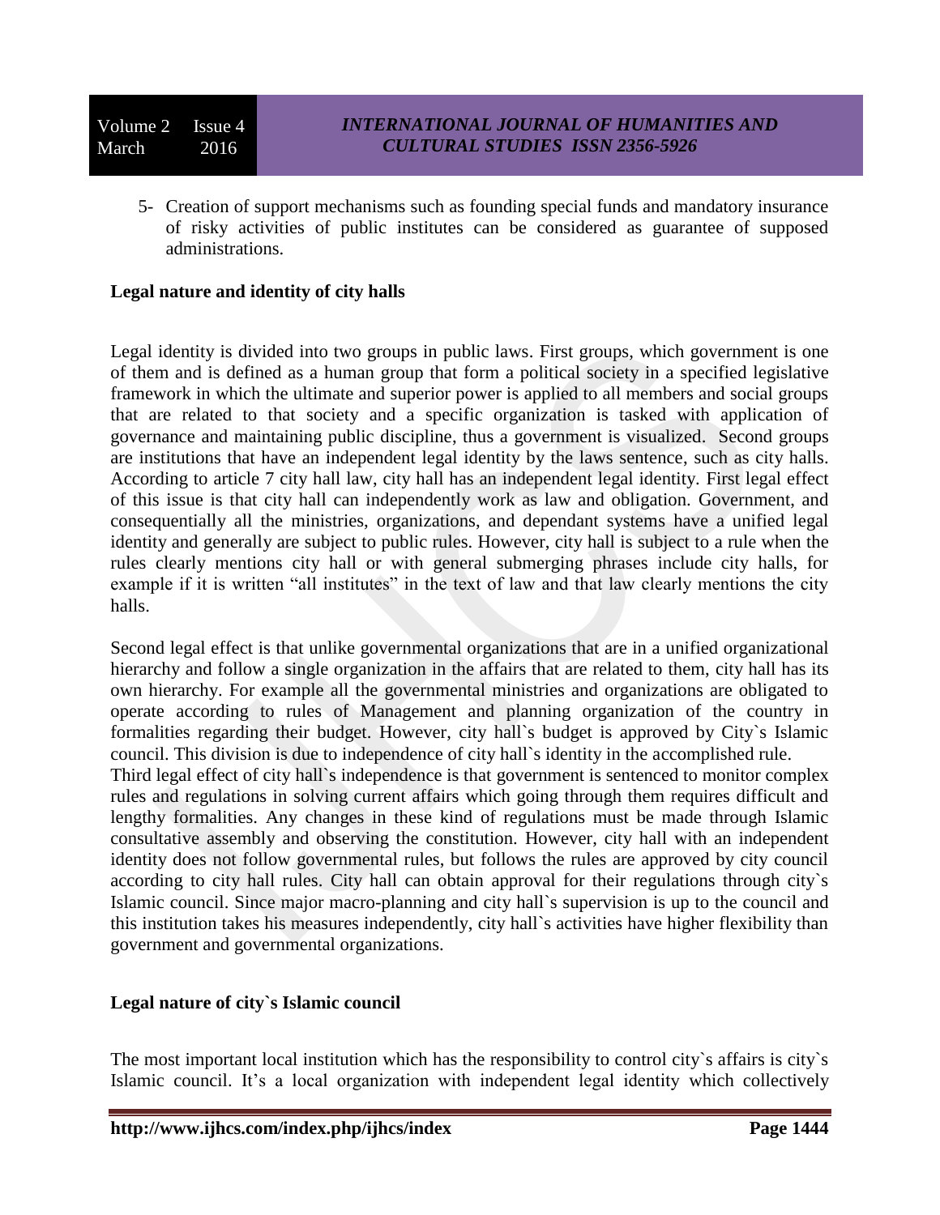5- Creation of support mechanisms such as founding special funds and mandatory insurance of risky activities of public institutes can be considered as guarantee of supposed administrations.

**Legal nature and identity of city halls**

Legal identity is divided into two groups in public laws. First groups, which government is one of them and is defined as a human group that form a political society in a specified legislative framework in which the ultimate and superior power is applied to all members and social groups that are related to that society and a specific organization is tasked with application of governance and maintaining public discipline, thus a government is visualized. Second groups are institutions that have an independent legal identity by the laws sentence, such as city halls. According to article 7 city hall law, city hall has an independent legal identity. First legal effect of this issue is that city hall can independently work as law and obligation. Government, and consequentially all the ministries, organizations, and dependant systems have a unified legal identity and generally are subject to public rules. However, city hall is subject to a rule when the rules clearly mentions city hall or with general submerging phrases include city halls, for example if it is written "all institutes" in the text of law and that law clearly mentions the city halls.

Second legal effect is that unlike governmental organizations that are in a unified organizational hierarchy and follow a single organization in the affairs that are related to them, city hall has its own hierarchy. For example all the governmental ministries and organizations are obligated to operate according to rules of Management and planning organization of the country in formalities regarding their budget. However, city hall`s budget is approved by City`s Islamic council. This division is due to independence of city hall`s identity in the accomplished rule.

Third legal effect of city hall`s independence is that government is sentenced to monitor complex rules and regulations in solving current affairs which going through them requires difficult and lengthy formalities. Any changes in these kind of regulations must be made through Islamic consultative assembly and observing the constitution. However, city hall with an independent identity does not follow governmental rules, but follows the rules are approved by city council according to city hall rules. City hall can obtain approval for their regulations through city`s Islamic council. Since major macro-planning and city hall`s supervision is up to the council and this institution takes his measures independently, city hall`s activities have higher flexibility than government and governmental organizations.

**Legal nature of city`s Islamic council**

The most important local institution which has the responsibility to control city`s affairs is city`s Islamic council. It's a local organization with independent legal identity which collectively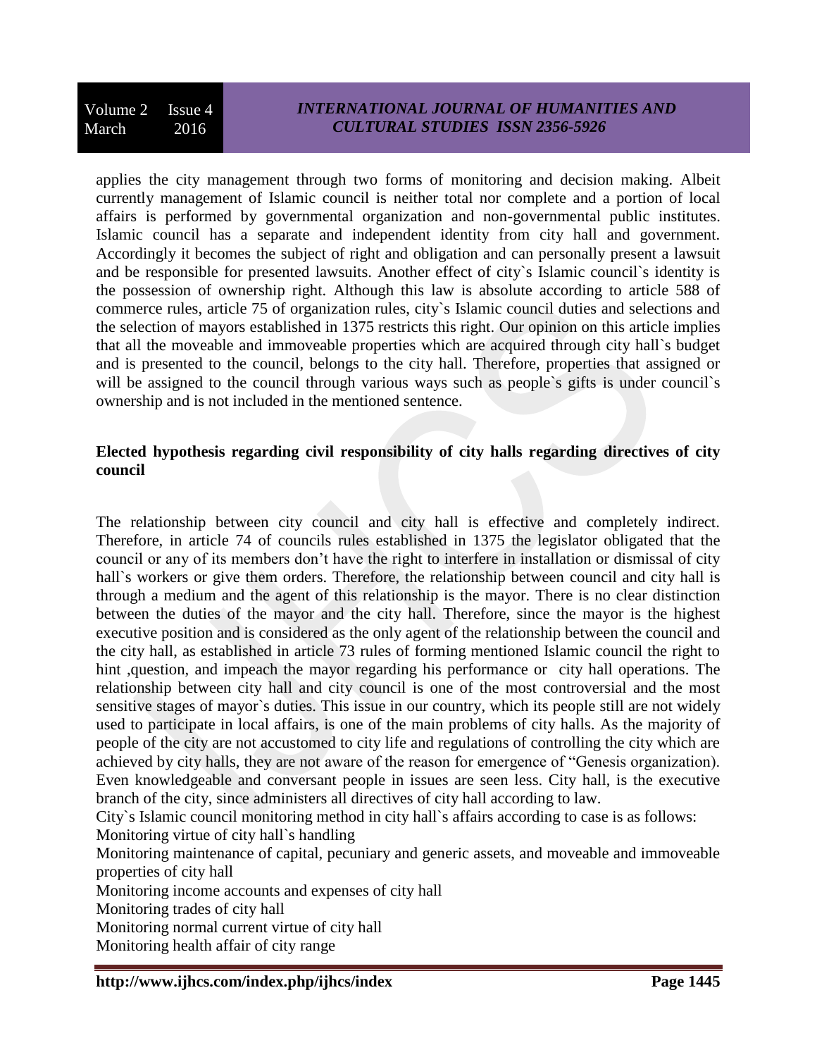applies the city management through two forms of monitoring and decision making. Albeit currently management of Islamic council is neither total nor complete and a portion of local affairs is performed by governmental organization and non-governmental public institutes. Islamic council has a separate and independent identity from city hall and government. Accordingly it becomes the subject of right and obligation and can personally present a lawsuit and be responsible for presented lawsuits. Another effect of city`s Islamic council`s identity is the possession of ownership right. Although this law is absolute according to article 588 of commerce rules, article 75 of organization rules, city`s Islamic council duties and selections and the selection of mayors established in 1375 restricts this right. Our opinion on this article implies that all the moveable and immoveable properties which are acquired through city hall`s budget and is presented to the council, belongs to the city hall. Therefore, properties that assigned or will be assigned to the council through various ways such as people`s gifts is under council`s ownership and is not included in the mentioned sentence.

**Elected hypothesis regarding civil responsibility of city halls regarding directives of city council**

The relationship between city council and city hall is effective and completely indirect. Therefore, in article 74 of councils rules established in 1375 the legislator obligated that the council or any of its members don't have the right to interfere in installation or dismissal of city hall`s workers or give them orders. Therefore, the relationship between council and city hall is through a medium and the agent of this relationship is the mayor. There is no clear distinction between the duties of the mayor and the city hall. Therefore, since the mayor is the highest executive position and is considered as the only agent of the relationship between the council and the city hall, as established in article 73 rules of forming mentioned Islamic council the right to hint ,question, and impeach the mayor regarding his performance or city hall operations. The relationship between city hall and city council is one of the most controversial and the most sensitive stages of mayor`s duties. This issue in our country, which its people still are not widely used to participate in local affairs, is one of the main problems of city halls. As the majority of people of the city are not accustomed to city life and regulations of controlling the city which are achieved by city halls, they are not aware of the reason for emergence of "Genesis organization). Even knowledgeable and conversant people in issues are seen less. City hall, is the executive branch of the city, since administers all directives of city hall according to law.

City`s Islamic council monitoring method in city hall`s affairs according to case is as follows:

Monitoring virtue of city hall`s handling

Monitoring maintenance of capital, pecuniary and generic assets, and moveable and immoveable properties of city hall

Monitoring income accounts and expenses of city hall

Monitoring trades of city hall

Monitoring normal current virtue of city hall

Monitoring health affair of city range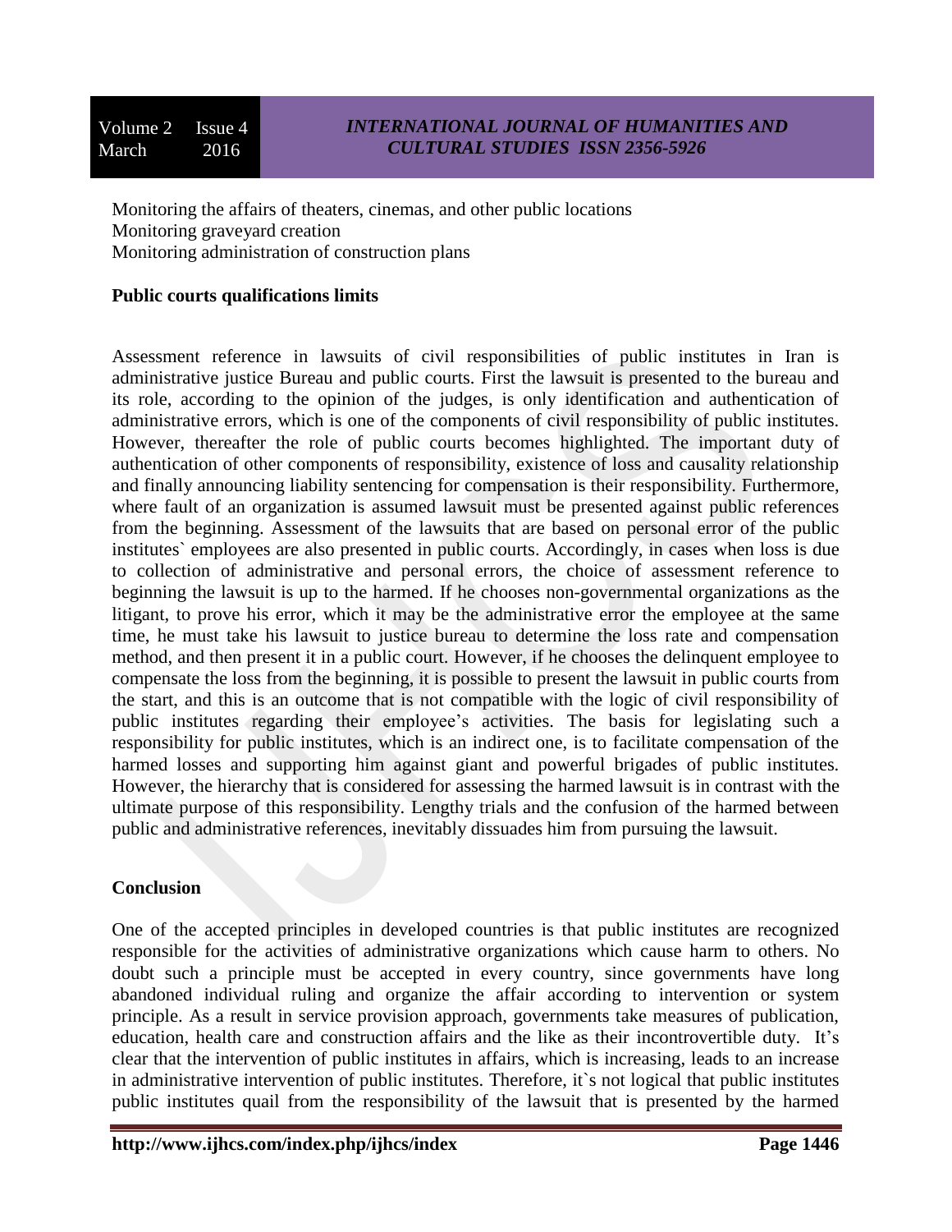Monitoring the affairs of theaters, cinemas, and other public locations
Monitoring graveyard creation
Monitoring administration of construction plans

**Public courts qualifications limits**

Assessment reference in lawsuits of civil responsibilities of public institutes in Iran is administrative justice Bureau and public courts. First the lawsuit is presented to the bureau and its role, according to the opinion of the judges, is only identification and authentication of administrative errors, which is one of the components of civil responsibility of public institutes. However, thereafter the role of public courts becomes highlighted. The important duty of authentication of other components of responsibility, existence of loss and causality relationship and finally announcing liability sentencing for compensation is their responsibility. Furthermore, where fault of an organization is assumed lawsuit must be presented against public references from the beginning. Assessment of the lawsuits that are based on personal error of the public institutes` employees are also presented in public courts. Accordingly, in cases when loss is due to collection of administrative and personal errors, the choice of assessment reference to beginning the lawsuit is up to the harmed. If he chooses non-governmental organizations as the litigant, to prove his error, which it may be the administrative error the employee at the same time, he must take his lawsuit to justice bureau to determine the loss rate and compensation method, and then present it in a public court. However, if he chooses the delinquent employee to compensate the loss from the beginning, it is possible to present the lawsuit in public courts from the start, and this is an outcome that is not compatible with the logic of civil responsibility of public institutes regarding their employee's activities. The basis for legislating such a responsibility for public institutes, which is an indirect one, is to facilitate compensation of the harmed losses and supporting him against giant and powerful brigades of public institutes. However, the hierarchy that is considered for assessing the harmed lawsuit is in contrast with the ultimate purpose of this responsibility. Lengthy trials and the confusion of the harmed between public and administrative references, inevitably dissuades him from pursuing the lawsuit.

**Conclusion**

One of the accepted principles in developed countries is that public institutes are recognized responsible for the activities of administrative organizations which cause harm to others. No doubt such a principle must be accepted in every country, since governments have long abandoned individual ruling and organize the affair according to intervention or system principle. As a result in service provision approach, governments take measures of publication, education, health care and construction affairs and the like as their incontrovertible duty. It's clear that the intervention of public institutes in affairs, which is increasing, leads to an increase in administrative intervention of public institutes. Therefore, it`s not logical that public institutes public institutes quail from the responsibility of the lawsuit that is presented by the harmed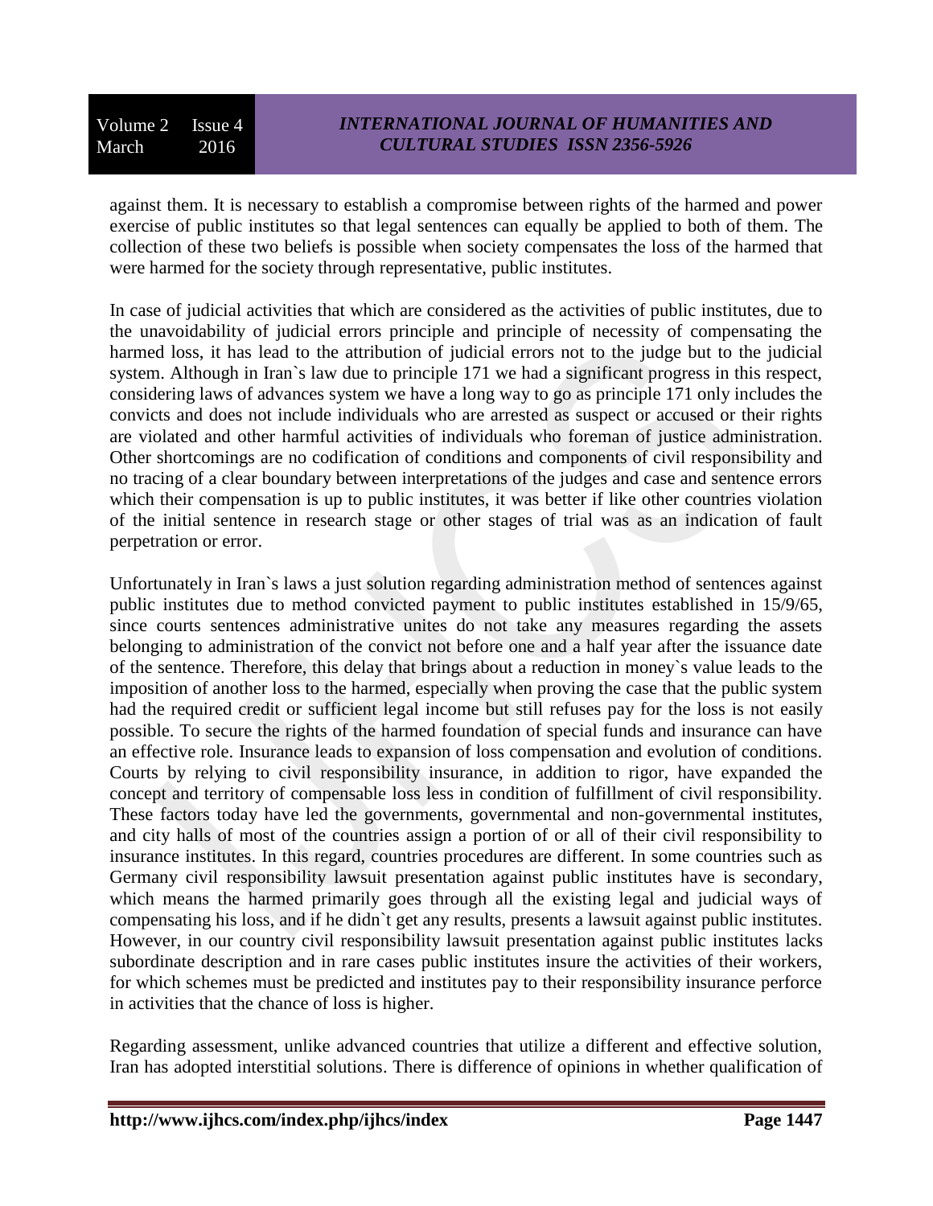against them. It is necessary to establish a compromise between rights of the harmed and power exercise of public institutes so that legal sentences can equally be applied to both of them. The collection of these two beliefs is possible when society compensates the loss of the harmed that were harmed for the society through representative, public institutes.

In case of judicial activities that which are considered as the activities of public institutes, due to the unavoidability of judicial errors principle and principle of necessity of compensating the harmed loss, it has lead to the attribution of judicial errors not to the judge but to the judicial system. Although in Iran`s law due to principle 171 we had a significant progress in this respect, considering laws of advances system we have a long way to go as principle 171 only includes the convicts and does not include individuals who are arrested as suspect or accused or their rights are violated and other harmful activities of individuals who foreman of justice administration. Other shortcomings are no codification of conditions and components of civil responsibility and no tracing of a clear boundary between interpretations of the judges and case and sentence errors which their compensation is up to public institutes, it was better if like other countries violation of the initial sentence in research stage or other stages of trial was as an indication of fault perpetration or error.

Unfortunately in Iran`s laws a just solution regarding administration method of sentences against public institutes due to method convicted payment to public institutes established in 15/9/65, since courts sentences administrative unites do not take any measures regarding the assets belonging to administration of the convict not before one and a half year after the issuance date of the sentence. Therefore, this delay that brings about a reduction in money`s value leads to the imposition of another loss to the harmed, especially when proving the case that the public system had the required credit or sufficient legal income but still refuses pay for the loss is not easily possible. To secure the rights of the harmed foundation of special funds and insurance can have an effective role. Insurance leads to expansion of loss compensation and evolution of conditions. Courts by relying to civil responsibility insurance, in addition to rigor, have expanded the concept and territory of compensable loss less in condition of fulfillment of civil responsibility. These factors today have led the governments, governmental and non-governmental institutes, and city halls of most of the countries assign a portion of or all of their civil responsibility to insurance institutes. In this regard, countries procedures are different. In some countries such as Germany civil responsibility lawsuit presentation against public institutes have is secondary, which means the harmed primarily goes through all the existing legal and judicial ways of compensating his loss, and if he didn`t get any results, presents a lawsuit against public institutes. However, in our country civil responsibility lawsuit presentation against public institutes lacks subordinate description and in rare cases public institutes insure the activities of their workers, for which schemes must be predicted and institutes pay to their responsibility insurance perforce in activities that the chance of loss is higher.

Regarding assessment, unlike advanced countries that utilize a different and effective solution, Iran has adopted interstitial solutions. There is difference of opinions in whether qualification of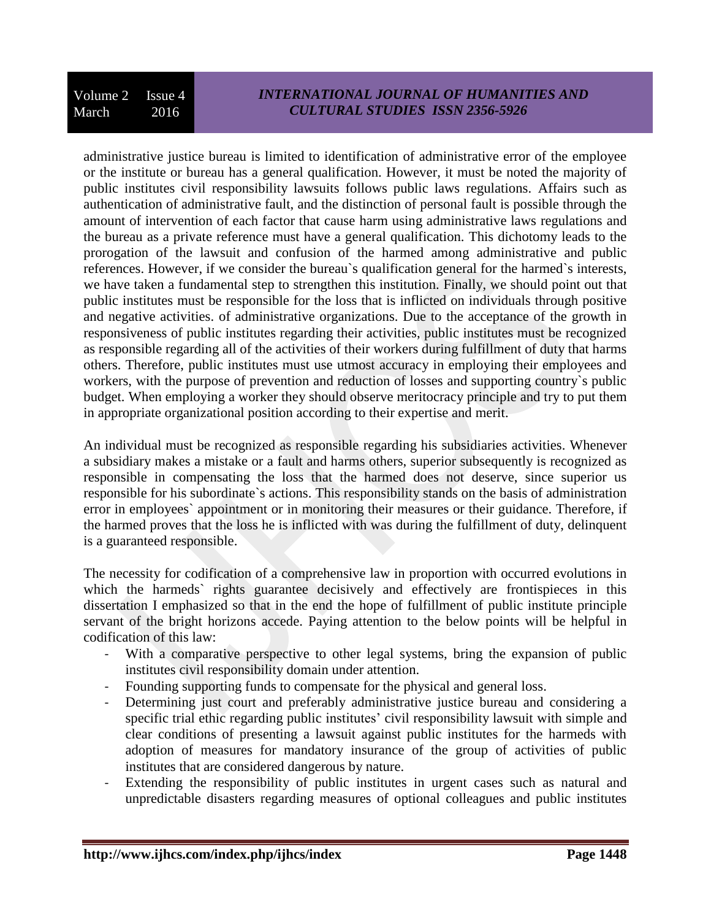administrative justice bureau is limited to identification of administrative error of the employee or the institute or bureau has a general qualification. However, it must be noted the majority of public institutes civil responsibility lawsuits follows public laws regulations. Affairs such as authentication of administrative fault, and the distinction of personal fault is possible through the amount of intervention of each factor that cause harm using administrative laws regulations and the bureau as a private reference must have a general qualification. This dichotomy leads to the prorogation of the lawsuit and confusion of the harmed among administrative and public references. However, if we consider the bureau`s qualification general for the harmed`s interests, we have taken a fundamental step to strengthen this institution. Finally, we should point out that public institutes must be responsible for the loss that is inflicted on individuals through positive and negative activities. of administrative organizations. Due to the acceptance of the growth in responsiveness of public institutes regarding their activities, public institutes must be recognized as responsible regarding all of the activities of their workers during fulfillment of duty that harms others. Therefore, public institutes must use utmost accuracy in employing their employees and workers, with the purpose of prevention and reduction of losses and supporting country`s public budget. When employing a worker they should observe meritocracy principle and try to put them in appropriate organizational position according to their expertise and merit.

An individual must be recognized as responsible regarding his subsidiaries activities. Whenever a subsidiary makes a mistake or a fault and harms others, superior subsequently is recognized as responsible in compensating the loss that the harmed does not deserve, since superior us responsible for his subordinate`s actions. This responsibility stands on the basis of administration error in employees` appointment or in monitoring their measures or their guidance. Therefore, if the harmed proves that the loss he is inflicted with was during the fulfillment of duty, delinquent is a guaranteed responsible.

The necessity for codification of a comprehensive law in proportion with occurred evolutions in which the harmeds` rights guarantee decisively and effectively are frontispieces in this dissertation I emphasized so that in the end the hope of fulfillment of public institute principle servant of the bright horizons accede. Paying attention to the below points will be helpful in codification of this law:

- With a comparative perspective to other legal systems, bring the expansion of public institutes civil responsibility domain under attention.
- Founding supporting funds to compensate for the physical and general loss.
- Determining just court and preferably administrative justice bureau and considering a specific trial ethic regarding public institutes' civil responsibility lawsuit with simple and clear conditions of presenting a lawsuit against public institutes for the harmeds with adoption of measures for mandatory insurance of the group of activities of public institutes that are considered dangerous by nature.
- Extending the responsibility of public institutes in urgent cases such as natural and unpredictable disasters regarding measures of optional colleagues and public institutes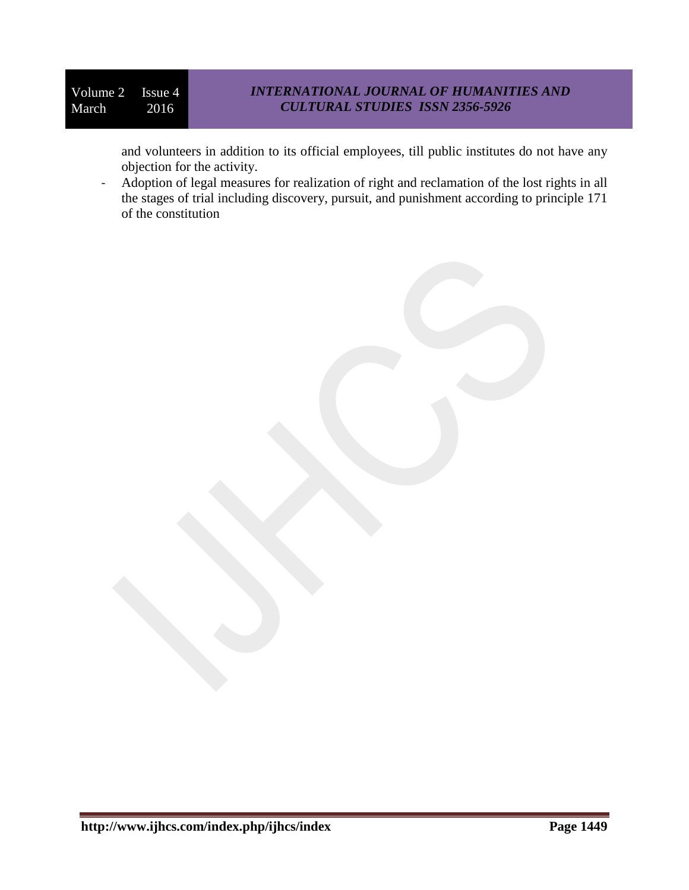and volunteers in addition to its official employees, till public institutes do not have any objection for the activity.

- Adoption of legal measures for realization of right and reclamation of the lost rights in all the stages of trial including discovery, pursuit, and punishment according to principle 171 of the constitution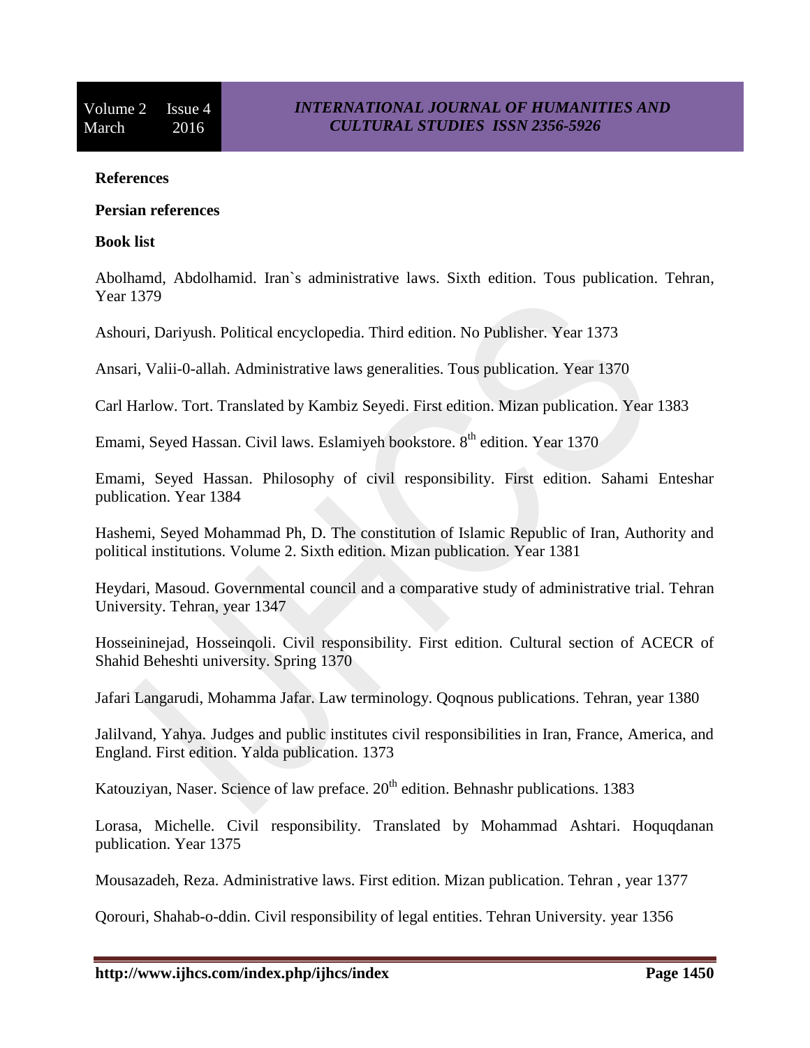**References**

**Persian references**

**Book list**

Abolhamd, Abdolhamid. Iran`s administrative laws. Sixth edition. Tous publication. Tehran, Year 1379

Ashouri, Dariyush. Political encyclopedia. Third edition. No Publisher. Year 1373

Ansari, Valii-0-allah. Administrative laws generalities. Tous publication. Year 1370

Carl Harlow. Tort. Translated by Kambiz Seyedi. First edition. Mizan publication. Year 1383

Emami, Seyed Hassan. Civil laws. Eslamiyeh bookstore. 8th edition. Year 1370

Emami, Seyed Hassan. Philosophy of civil responsibility. First edition. Sahami Enteshar publication. Year 1384

Hashemi, Seyed Mohammad Ph, D. The constitution of Islamic Republic of Iran, Authority and political institutions. Volume 2. Sixth edition. Mizan publication. Year 1381

Heydari, Masoud. Governmental council and a comparative study of administrative trial. Tehran University. Tehran, year 1347

Hosseininejad, Hosseinqoli. Civil responsibility. First edition. Cultural section of ACECR of Shahid Beheshti university. Spring 1370

Jafari Langarudi, Mohamma Jafar. Law terminology. Qoqnous publications. Tehran, year 1380

Jalilvand, Yahya. Judges and public institutes civil responsibilities in Iran, France, America, and England. First edition. Yalda publication. 1373

Katouziyan, Naser. Science of law preface. 20th edition. Behnashr publications. 1383

Lorasa, Michelle. Civil responsibility. Translated by Mohammad Ashtari. Hoquqdanan publication. Year 1375

Mousazadeh, Reza. Administrative laws. First edition. Mizan publication. Tehran , year 1377

Qorouri, Shahab-o-ddin. Civil responsibility of legal entities. Tehran University. year 1356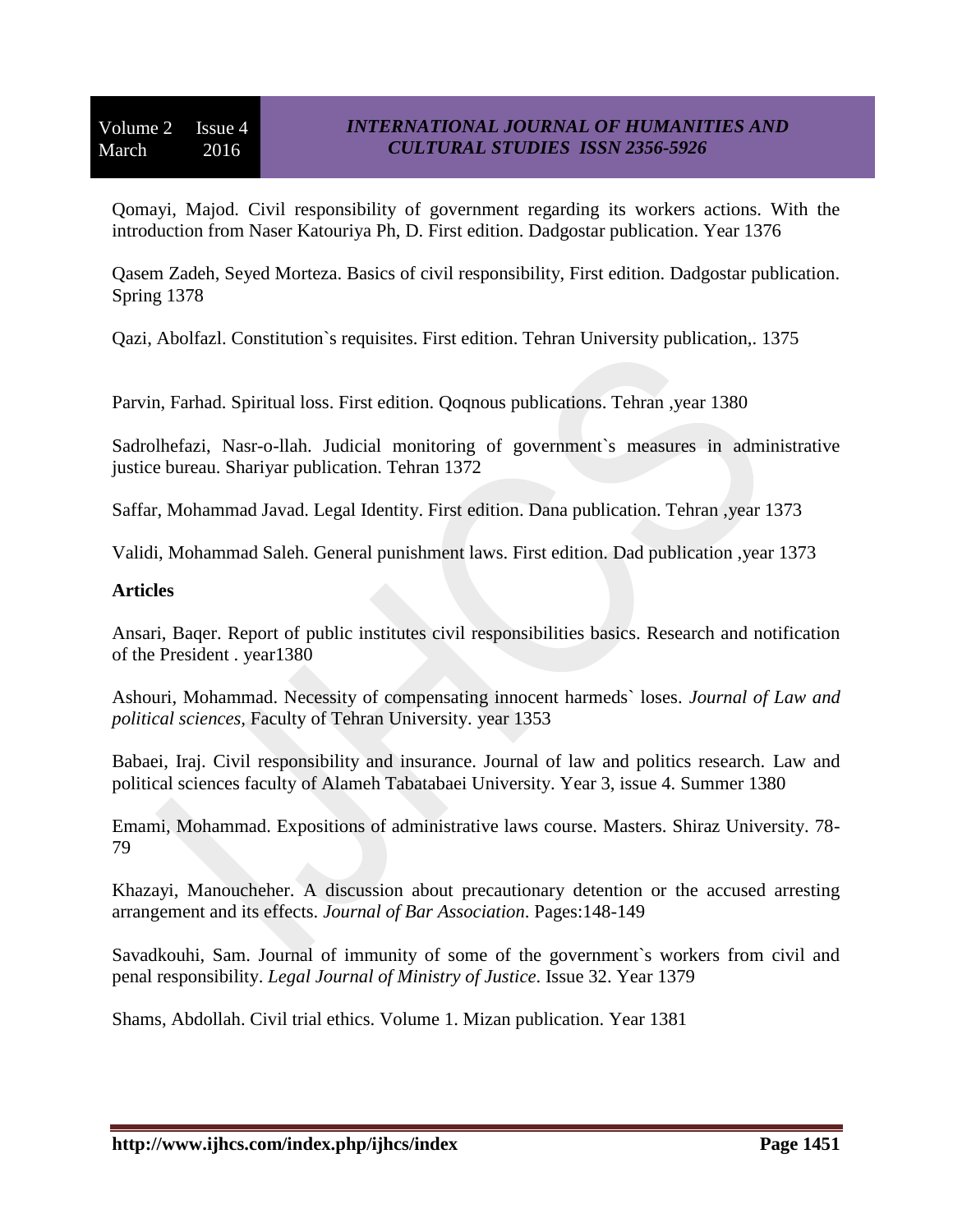Qomayi, Majod. Civil responsibility of government regarding its workers actions. With the introduction from Naser Katouriya Ph, D. First edition. Dadgostar publication. Year 1376

Qasem Zadeh, Seyed Morteza. Basics of civil responsibility, First edition. Dadgostar publication. Spring 1378

Qazi, Abolfazl. Constitution`s requisites. First edition. Tehran University publication,. 1375

Parvin, Farhad. Spiritual loss. First edition. Qoqnous publications. Tehran ,year 1380

Sadrolhefazi, Nasr-o-llah. Judicial monitoring of government`s measures in administrative justice bureau. Shariyar publication. Tehran 1372

Saffar, Mohammad Javad. Legal Identity. First edition. Dana publication. Tehran ,year 1373

Validi, Mohammad Saleh. General punishment laws. First edition. Dad publication ,year 1373

**Articles**

Ansari, Baqer. Report of public institutes civil responsibilities basics. Research and notification of the President . year1380

Ashouri, Mohammad. Necessity of compensating innocent harmeds` loses. *Journal of Law and political sciences*, Faculty of Tehran University. year 1353

Babaei, Iraj. Civil responsibility and insurance. Journal of law and politics research. Law and political sciences faculty of Alameh Tabatabaei University. Year 3, issue 4. Summer 1380

Emami, Mohammad. Expositions of administrative laws course. Masters. Shiraz University. 78-79

Khazayi, Manoucheher. A discussion about precautionary detention or the accused arresting arrangement and its effects. *Journal of Bar Association*. Pages:148-149

Savadkouhi, Sam. Journal of immunity of some of the government`s workers from civil and penal responsibility. *Legal Journal of Ministry of Justice*. Issue 32. Year 1379

Shams, Abdollah. Civil trial ethics. Volume 1. Mizan publication. Year 1381